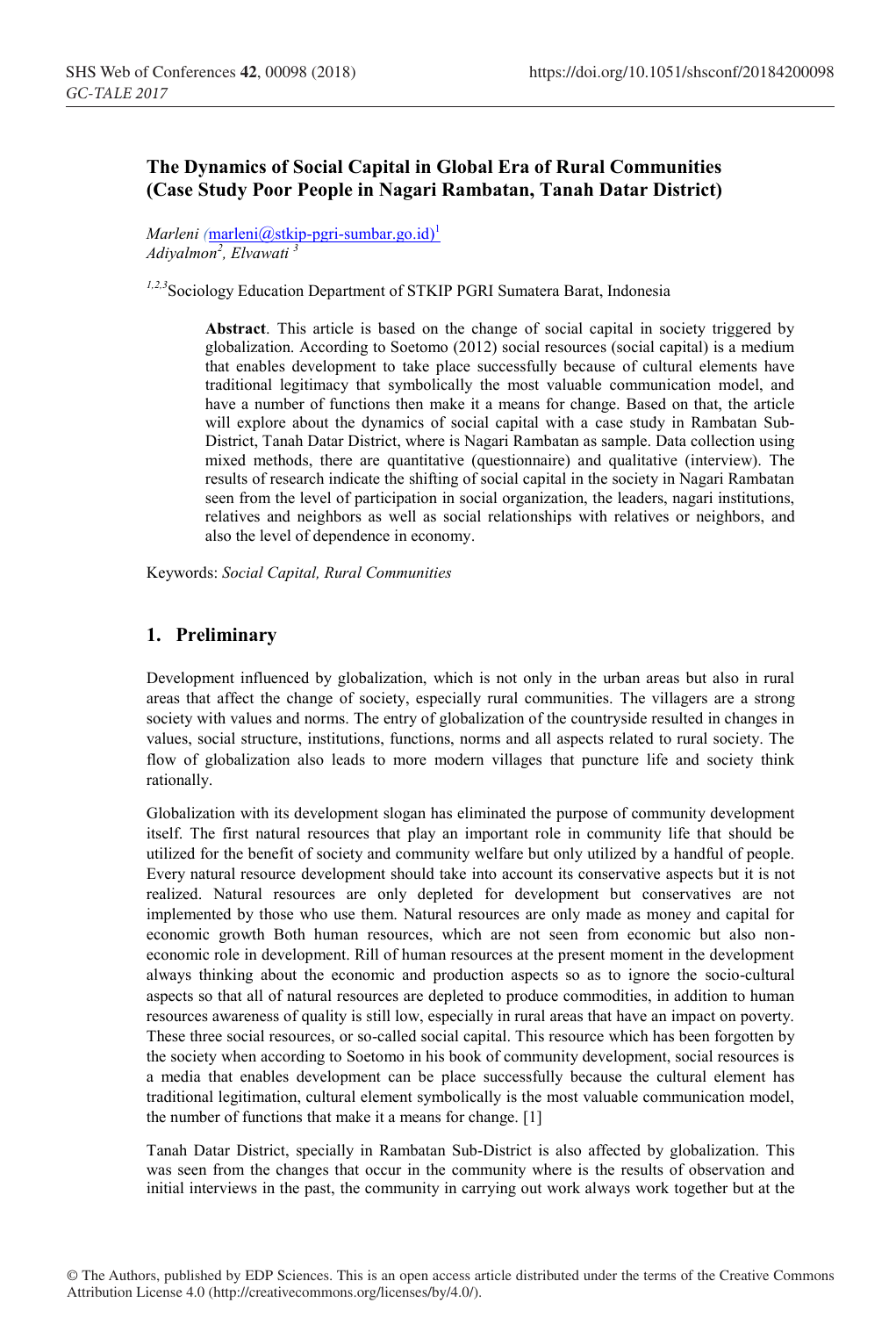# The Dynamics of Social Capital in Global Era of Rural Communities (Case Study Poor People in Nagari Rambatan, Tanah Datar District)

*Marleni* (marleni@stkip-pgri-sumbar.go.id)[1]
*Adiyalmon*[2], *Elvawati* [3]

[1,2,3]Sociology Education Department of STKIP PGRI Sumatera Barat, Indonesia

**Abstract**. This article is based on the change of social capital in society triggered by globalization. According to Soetomo (2012) social resources (social capital) is a medium that enables development to take place successfully because of cultural elements have traditional legitimacy that symbolically the most valuable communication model, and have a number of functions then make it a means for change. Based on that, the article will explore about the dynamics of social capital with a case study in Rambatan Sub-District, Tanah Datar District, where is Nagari Rambatan as sample. Data collection using mixed methods, there are quantitative (questionnaire) and qualitative (interview). The results of research indicate the shifting of social capital in the society in Nagari Rambatan seen from the level of participation in social organization, the leaders, nagari institutions, relatives and neighbors as well as social relationships with relatives or neighbors, and also the level of dependence in economy.

Keywords: *Social Capital, Rural Communities*

## 1. Preliminary

Development influenced by globalization, which is not only in the urban areas but also in rural areas that affect the change of society, especially rural communities. The villagers are a strong society with values and norms. The entry of globalization of the countryside resulted in changes in values, social structure, institutions, functions, norms and all aspects related to rural society. The flow of globalization also leads to more modern villages that puncture life and society think rationally.

Globalization with its development slogan has eliminated the purpose of community development itself. The first natural resources that play an important role in community life that should be utilized for the benefit of society and community welfare but only utilized by a handful of people. Every natural resource development should take into account its conservative aspects but it is not realized. Natural resources are only depleted for development but conservatives are not implemented by those who use them. Natural resources are only made as money and capital for economic growth Both human resources, which are not seen from economic but also non-economic role in development. Rill of human resources at the present moment in the development always thinking about the economic and production aspects so as to ignore the socio-cultural aspects so that all of natural resources are depleted to produce commodities, in addition to human resources awareness of quality is still low, especially in rural areas that have an impact on poverty. These three social resources, or so-called social capital. This resource which has been forgotten by the society when according to Soetomo in his book of community development, social resources is a media that enables development can be place successfully because the cultural element has traditional legitimation, cultural element symbolically is the most valuable communication model, the number of functions that make it a means for change. [1]

Tanah Datar District, specially in Rambatan Sub-District is also affected by globalization. This was seen from the changes that occur in the community where is the results of observation and initial interviews in the past, the community in carrying out work always work together but at the

© The Authors, published by EDP Sciences. This is an open access article distributed under the terms of the Creative Commons Attribution License 4.0 (http://creativecommons.org/licenses/by/4.0/).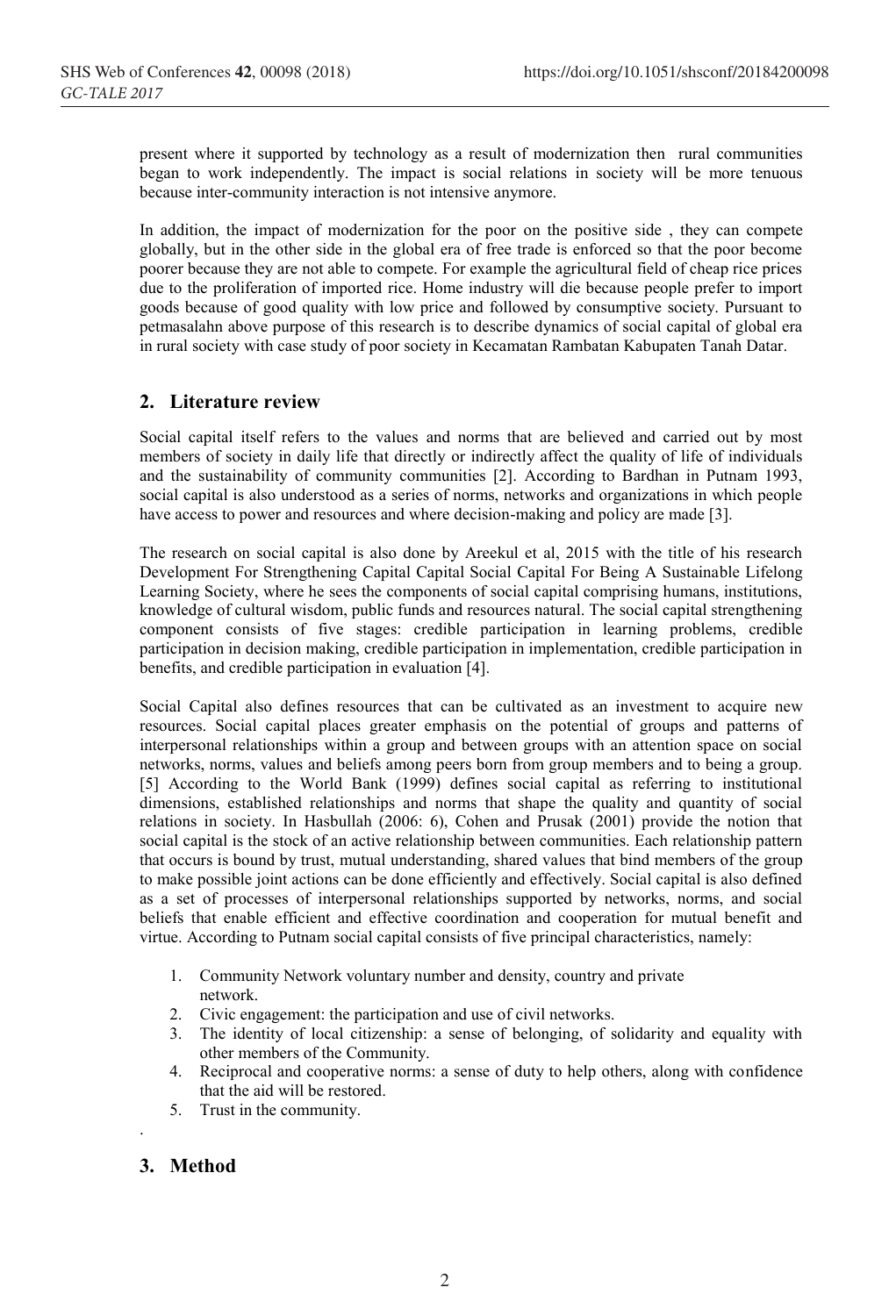present where it supported by technology as a result of modernization then rural communities began to work independently. The impact is social relations in society will be more tenuous because inter-community interaction is not intensive anymore.

In addition, the impact of modernization for the poor on the positive side , they can compete globally, but in the other side in the global era of free trade is enforced so that the poor become poorer because they are not able to compete. For example the agricultural field of cheap rice prices due to the proliferation of imported rice. Home industry will die because people prefer to import goods because of good quality with low price and followed by consumptive society. Pursuant to petmasalahn above purpose of this research is to describe dynamics of social capital of global era in rural society with case study of poor society in Kecamatan Rambatan Kabupaten Tanah Datar.

## 2. Literature review

Social capital itself refers to the values and norms that are believed and carried out by most members of society in daily life that directly or indirectly affect the quality of life of individuals and the sustainability of community communities [2]. According to Bardhan in Putnam 1993, social capital is also understood as a series of norms, networks and organizations in which people have access to power and resources and where decision-making and policy are made [3].

The research on social capital is also done by Areekul et al, 2015 with the title of his research Development For Strengthening Capital Capital Social Capital For Being A Sustainable Lifelong Learning Society, where he sees the components of social capital comprising humans, institutions, knowledge of cultural wisdom, public funds and resources natural. The social capital strengthening component consists of five stages: credible participation in learning problems, credible participation in decision making, credible participation in implementation, credible participation in benefits, and credible participation in evaluation [4].

Social Capital also defines resources that can be cultivated as an investment to acquire new resources. Social capital places greater emphasis on the potential of groups and patterns of interpersonal relationships within a group and between groups with an attention space on social networks, norms, values and beliefs among peers born from group members and to being a group. [5] According to the World Bank (1999) defines social capital as referring to institutional dimensions, established relationships and norms that shape the quality and quantity of social relations in society. In Hasbullah (2006: 6), Cohen and Prusak (2001) provide the notion that social capital is the stock of an active relationship between communities. Each relationship pattern that occurs is bound by trust, mutual understanding, shared values that bind members of the group to make possible joint actions can be done efficiently and effectively. Social capital is also defined as a set of processes of interpersonal relationships supported by networks, norms, and social beliefs that enable efficient and effective coordination and cooperation for mutual benefit and virtue. According to Putnam social capital consists of five principal characteristics, namely:

1. Community Network voluntary number and density, country and private network.
2. Civic engagement: the participation and use of civil networks.
3. The identity of local citizenship: a sense of belonging, of solidarity and equality with other members of the Community.
4. Reciprocal and cooperative norms: a sense of duty to help others, along with confidence that the aid will be restored.
5. Trust in the community.

## 3. Method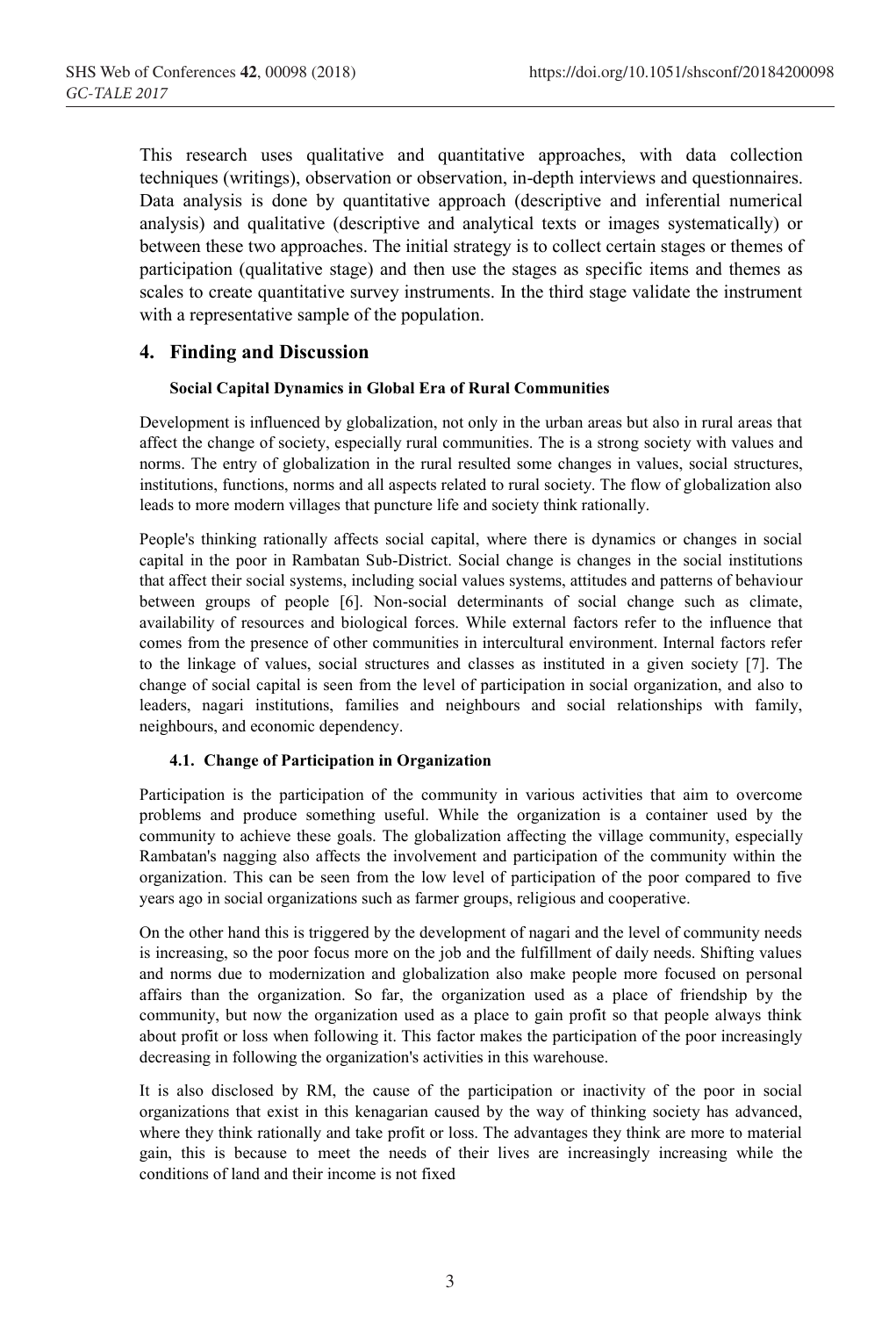This research uses qualitative and quantitative approaches, with data collection techniques (writings), observation or observation, in-depth interviews and questionnaires. Data analysis is done by quantitative approach (descriptive and inferential numerical analysis) and qualitative (descriptive and analytical texts or images systematically) or between these two approaches. The initial strategy is to collect certain stages or themes of participation (qualitative stage) and then use the stages as specific items and themes as scales to create quantitative survey instruments. In the third stage validate the instrument with a representative sample of the population.

## 4. Finding and Discussion

**Social Capital Dynamics in Global Era of Rural Communities**

Development is influenced by globalization, not only in the urban areas but also in rural areas that affect the change of society, especially rural communities. The is a strong society with values and norms. The entry of globalization in the rural resulted some changes in values, social structures, institutions, functions, norms and all aspects related to rural society. The flow of globalization also leads to more modern villages that puncture life and society think rationally.

People's thinking rationally affects social capital, where there is dynamics or changes in social capital in the poor in Rambatan Sub-District. Social change is changes in the social institutions that affect their social systems, including social values systems, attitudes and patterns of behaviour between groups of people [6]. Non-social determinants of social change such as climate, availability of resources and biological forces. While external factors refer to the influence that comes from the presence of other communities in intercultural environment. Internal factors refer to the linkage of values, social structures and classes as instituted in a given society [7]. The change of social capital is seen from the level of participation in social organization, and also to leaders, nagari institutions, families and neighbours and social relationships with family, neighbours, and economic dependency.

### 4.1. Change of Participation in Organization

Participation is the participation of the community in various activities that aim to overcome problems and produce something useful. While the organization is a container used by the community to achieve these goals. The globalization affecting the village community, especially Rambatan's nagging also affects the involvement and participation of the community within the organization. This can be seen from the low level of participation of the poor compared to five years ago in social organizations such as farmer groups, religious and cooperative.

On the other hand this is triggered by the development of nagari and the level of community needs is increasing, so the poor focus more on the job and the fulfillment of daily needs. Shifting values and norms due to modernization and globalization also make people more focused on personal affairs than the organization. So far, the organization used as a place of friendship by the community, but now the organization used as a place to gain profit so that people always think about profit or loss when following it. This factor makes the participation of the poor increasingly decreasing in following the organization's activities in this warehouse.

It is also disclosed by RM, the cause of the participation or inactivity of the poor in social organizations that exist in this kenagarian caused by the way of thinking society has advanced, where they think rationally and take profit or loss. The advantages they think are more to material gain, this is because to meet the needs of their lives are increasingly increasing while the conditions of land and their income is not fixed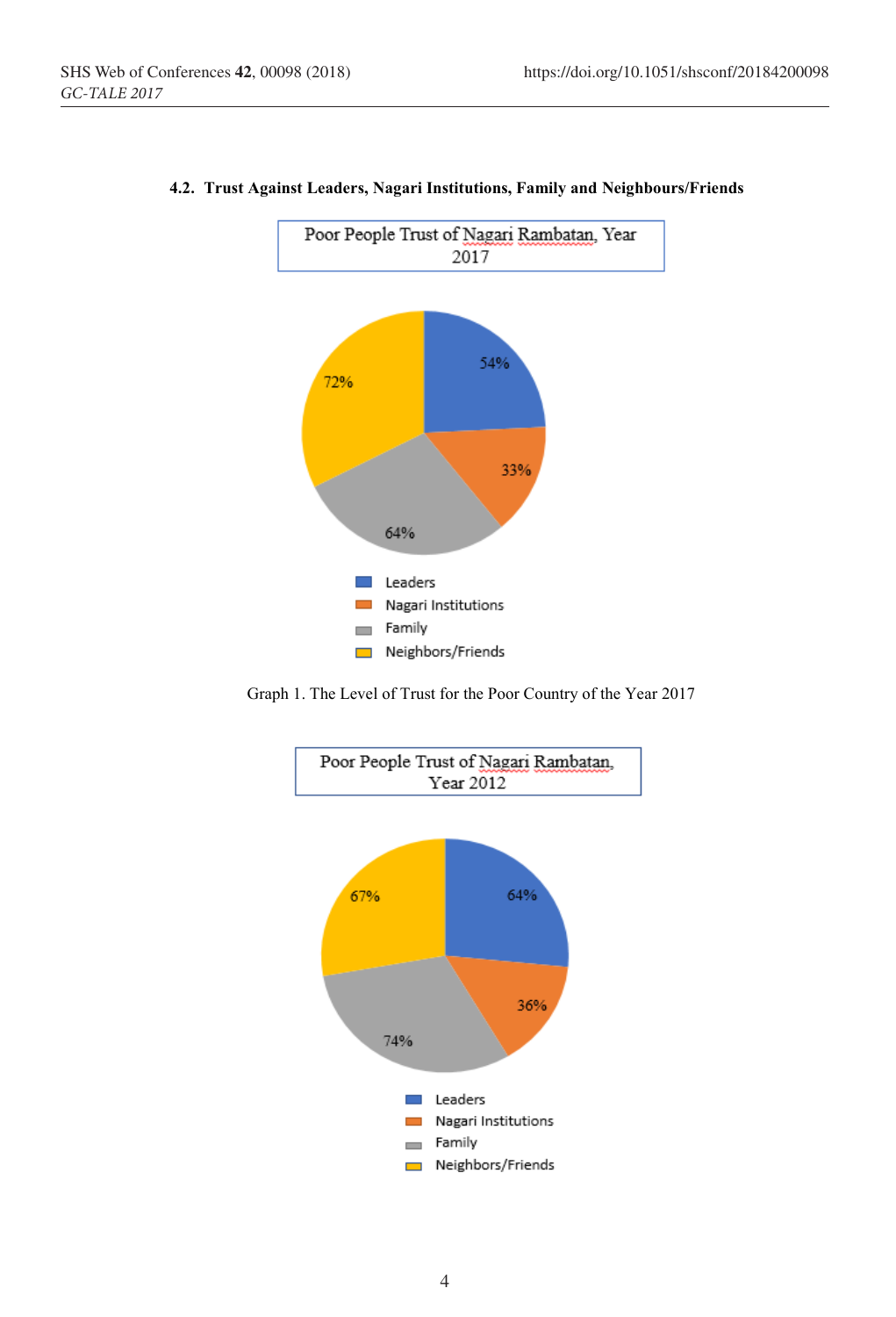### 4.2. Trust Against Leaders, Nagari Institutions, Family and Neighbours/Friends

Poor People Trust of Nagari Rambatan, Year 2017

| Category | Percentage |
| --- | --- |
| Leaders | 54% |
| Nagari Institutions | 33% |
| Family | 64% |
| Neighbors/Friends | 72% |

Graph 1. The Level of Trust for the Poor Country of the Year 2017

Poor People Trust of Nagari Rambatan, Year 2012

| Category | Percentage |
| --- | --- |
| Leaders | 64% |
| Nagari Institutions | 36% |
| Family | 74% |
| Neighbors/Friends | 67% |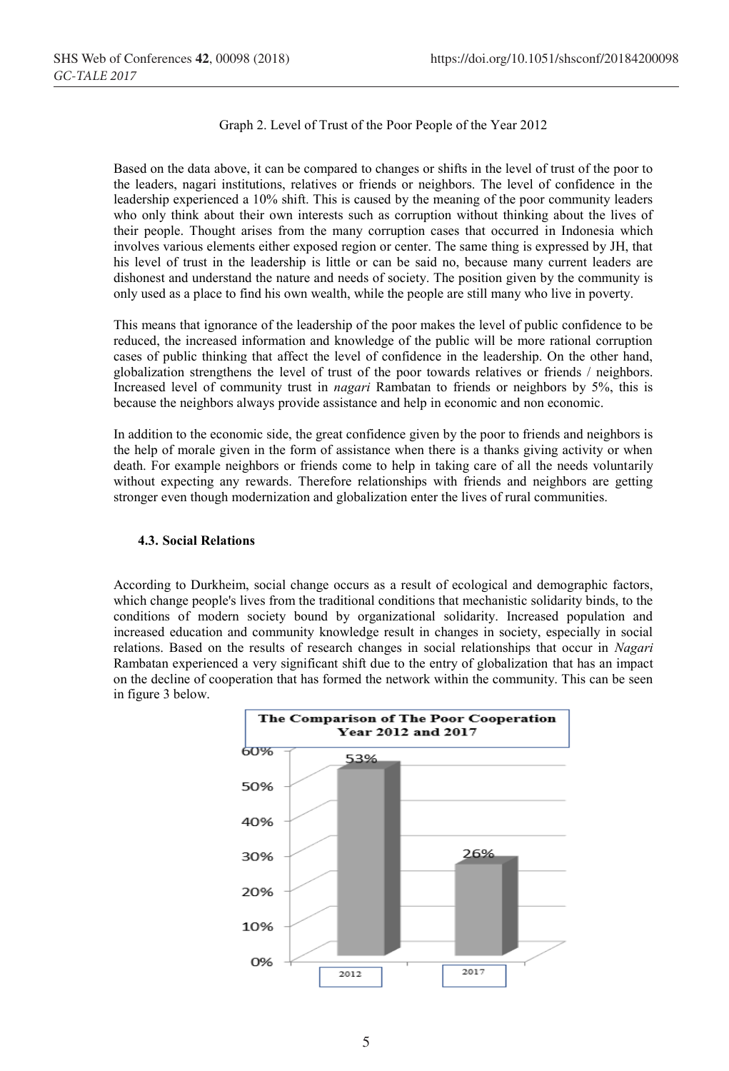Graph 2. Level of Trust of the Poor People of the Year 2012

Based on the data above, it can be compared to changes or shifts in the level of trust of the poor to the leaders, nagari institutions, relatives or friends or neighbors. The level of confidence in the leadership experienced a 10% shift. This is caused by the meaning of the poor community leaders who only think about their own interests such as corruption without thinking about the lives of their people. Thought arises from the many corruption cases that occurred in Indonesia which involves various elements either exposed region or center. The same thing is expressed by JH, that his level of trust in the leadership is little or can be said no, because many current leaders are dishonest and understand the nature and needs of society. The position given by the community is only used as a place to find his own wealth, while the people are still many who live in poverty.

This means that ignorance of the leadership of the poor makes the level of public confidence to be reduced, the increased information and knowledge of the public will be more rational corruption cases of public thinking that affect the level of confidence in the leadership. On the other hand, globalization strengthens the level of trust of the poor towards relatives or friends / neighbors. Increased level of community trust in *nagari* Rambatan to friends or neighbors by 5%, this is because the neighbors always provide assistance and help in economic and non economic.

In addition to the economic side, the great confidence given by the poor to friends and neighbors is the help of morale given in the form of assistance when there is a thanks giving activity or when death. For example neighbors or friends come to help in taking care of all the needs voluntarily without expecting any rewards. Therefore relationships with friends and neighbors are getting stronger even though modernization and globalization enter the lives of rural communities.

### 4.3. Social Relations

According to Durkheim, social change occurs as a result of ecological and demographic factors, which change people's lives from the traditional conditions that mechanistic solidarity binds, to the conditions of modern society bound by organizational solidarity. Increased population and increased education and community knowledge result in changes in society, especially in social relations. Based on the results of research changes in social relationships that occur in *Nagari* Rambatan experienced a very significant shift due to the entry of globalization that has an impact on the decline of cooperation that has formed the network within the community. This can be seen in figure 3 below.

The Comparison of The Poor Cooperation Year 2012 and 2017

60%
50%
40%
30%
20%
10%
0%

53%
26%

2012
2017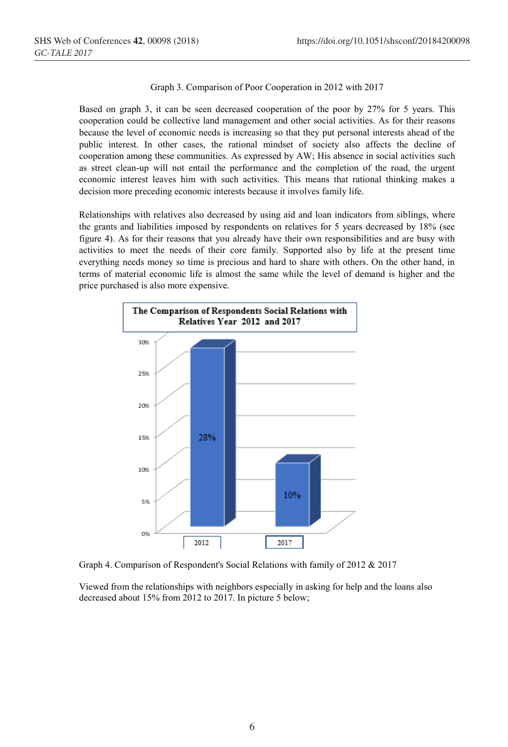Graph 3. Comparison of Poor Cooperation in 2012 with 2017

Based on graph 3, it can be seen decreased cooperation of the poor by 27% for 5 years. This cooperation could be collective land management and other social activities. As for their reasons because the level of economic needs is increasing so that they put personal interests ahead of the public interest. In other cases, the rational mindset of society also affects the decline of cooperation among these communities. As expressed by AW; His absence in social activities such as street clean-up will not entail the performance and the completion of the road, the urgent economic interest leaves him with such activities. This means that rational thinking makes a decision more preceding economic interests because it involves family life.

Relationships with relatives also decreased by using aid and loan indicators from siblings, where the grants and liabilities imposed by respondents on relatives for 5 years decreased by 18% (see figure 4). As for their reasons that you already have their own responsibilities and are busy with activities to meet the needs of their core family. Supported also by life at the present time everything needs money so time is precious and hard to share with others. On the other hand, in terms of material economic life is almost the same while the level of demand is higher and the price purchased is also more expensive.

**The Comparison of Respondents Social Relations with Relatives Year 2012 and 2017**

| Year | Value |
|---|---|
| 2012 | 28% |
| 2017 | 10% |

Graph 4. Comparison of Respondent's Social Relations with family of 2012 & 2017

Viewed from the relationships with neighbors especially in asking for help and the loans also decreased about 15% from 2012 to 2017. In picture 5 below;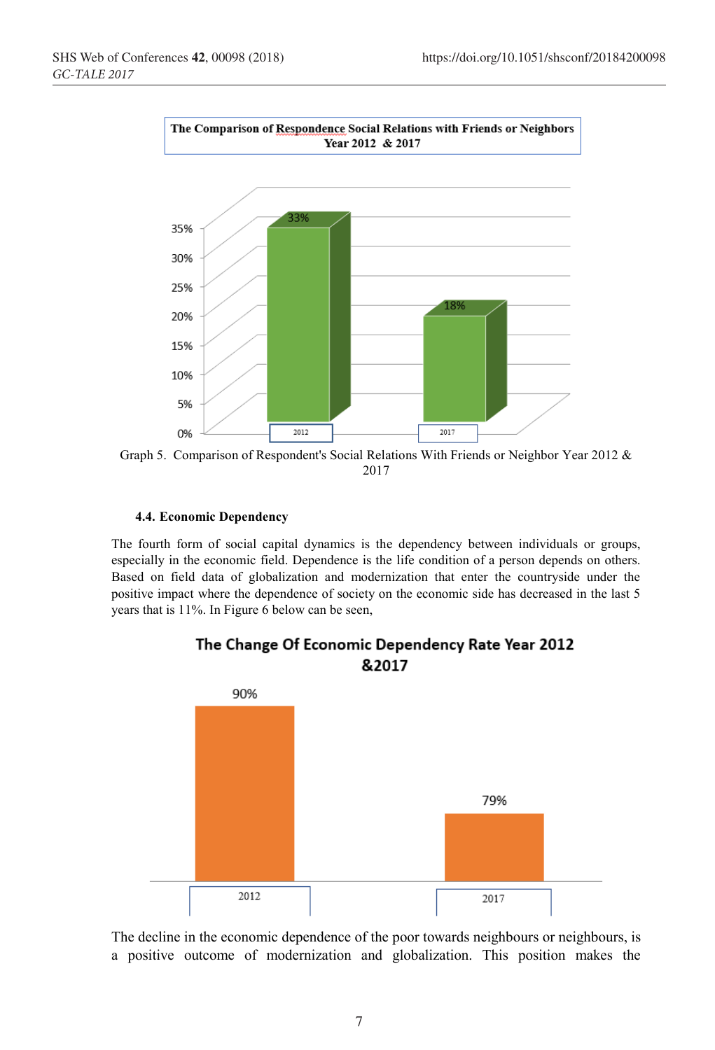Graph 5. Comparison of Respondent's Social Relations With Friends or Neighbor Year 2012 & 2017

#### 4.4. Economic Dependency

The fourth form of social capital dynamics is the dependency between individuals or groups, especially in the economic field. Dependence is the life condition of a person depends on others. Based on field data of globalization and modernization that enter the countryside under the positive impact where the dependence of society on the economic side has decreased in the last 5 years that is 11%. In Figure 6 below can be seen,

The decline in the economic dependence of the poor towards neighbours or neighbours, is a positive outcome of modernization and globalization. This position makes the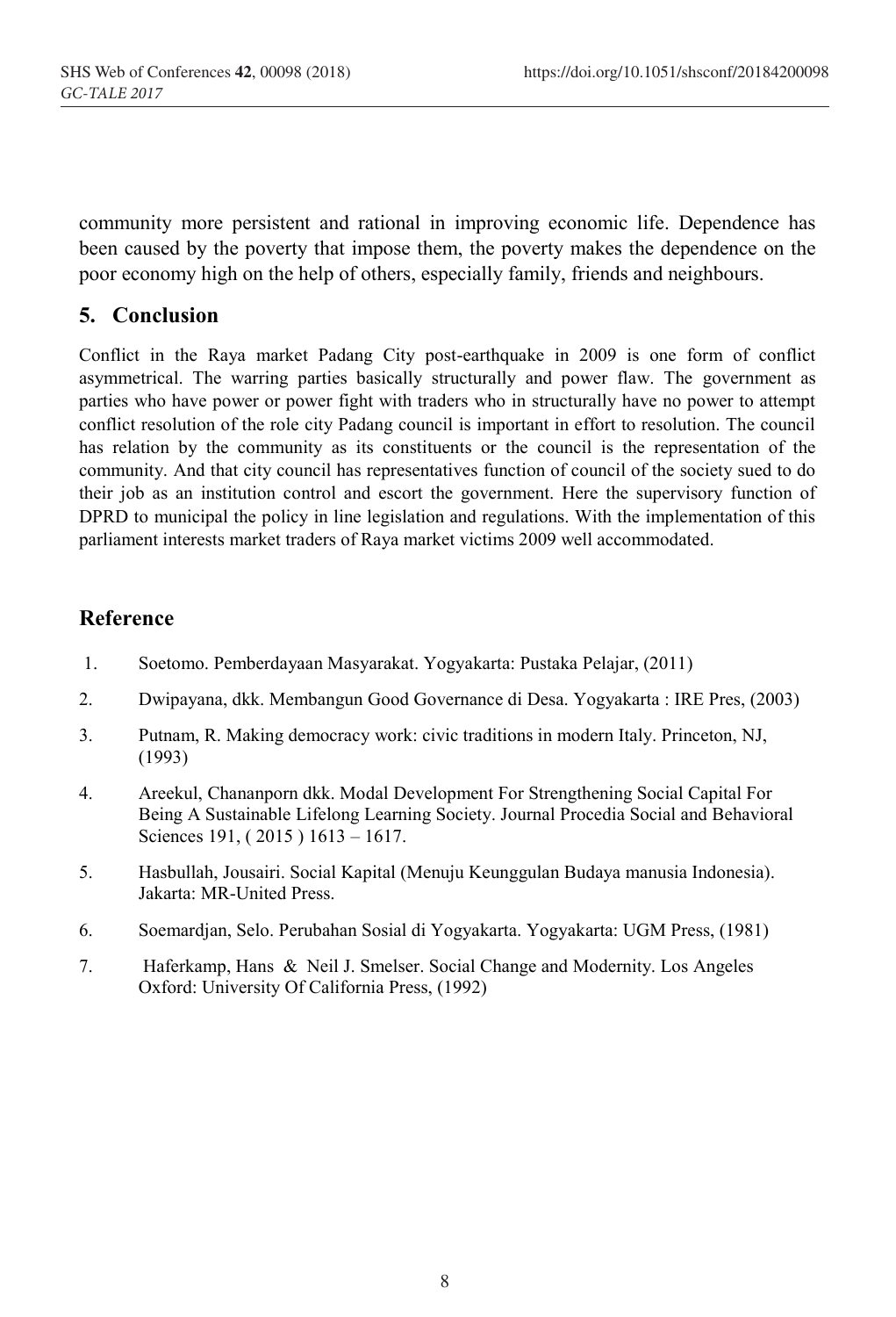community more persistent and rational in improving economic life. Dependence has been caused by the poverty that impose them, the poverty makes the dependence on the poor economy high on the help of others, especially family, friends and neighbours.

## 5. Conclusion

Conflict in the Raya market Padang City post-earthquake in 2009 is one form of conflict asymmetrical. The warring parties basically structurally and power flaw. The government as parties who have power or power fight with traders who in structurally have no power to attempt conflict resolution of the role city Padang council is important in effort to resolution. The council has relation by the community as its constituents or the council is the representation of the community. And that city council has representatives function of council of the society sued to do their job as an institution control and escort the government. Here the supervisory function of DPRD to municipal the policy in line legislation and regulations. With the implementation of this parliament interests market traders of Raya market victims 2009 well accommodated.

## Reference

1. Soetomo. Pemberdayaan Masyarakat. Yogyakarta: Pustaka Pelajar, (2011)
2. Dwipayana, dkk. Membangun Good Governance di Desa. Yogyakarta : IRE Pres, (2003)
3. Putnam, R. Making democracy work: civic traditions in modern Italy. Princeton, NJ, (1993)
4. Areekul, Chananporn dkk. Modal Development For Strengthening Social Capital For Being A Sustainable Lifelong Learning Society. Journal Procedia Social and Behavioral Sciences 191, ( 2015 ) 1613 – 1617.
5. Hasbullah, Jousairi. Social Kapital (Menuju Keunggulan Budaya manusia Indonesia). Jakarta: MR-United Press.
6. Soemardjan, Selo. Perubahan Sosial di Yogyakarta. Yogyakarta: UGM Press, (1981)
7. Haferkamp, Hans & Neil J. Smelser. Social Change and Modernity. Los Angeles Oxford: University Of California Press, (1992)